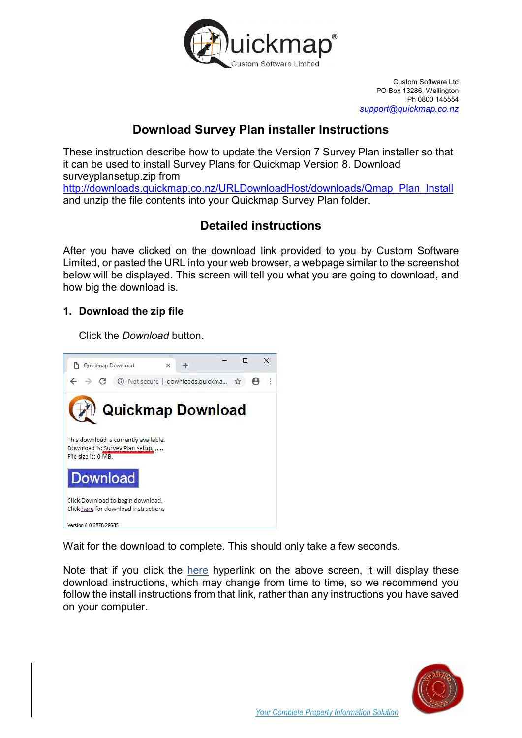Custom Software Ltd
PO Box 13286, Wellington
Ph 0800 145554
support@quickmap.co.nz

# Download Survey Plan installer Instructions

These instruction describe how to update the Version 7 Survey Plan installer so that it can be used to install Survey Plans for Quickmap Version 8. Download surveyplansetup.zip from http://downloads.quickmap.co.nz/URLDownloadHost/downloads/Qmap_Plan_Install and unzip the file contents into your Quickmap Survey Plan folder.

## Detailed instructions

After you have clicked on the download link provided to you by Custom Software Limited, or pasted the URL into your web browser, a webpage similar to the screenshot below will be displayed. This screen will tell you what you are going to download, and how big the download is.

### 1. Download the zip file

Click the *Download* button.

Wait for the download to complete. This should only take a few seconds.

Note that if you click the here hyperlink on the above screen, it will display these download instructions, which may change from time to time, so we recommend you follow the install instructions from that link, rather than any instructions you have saved on your computer.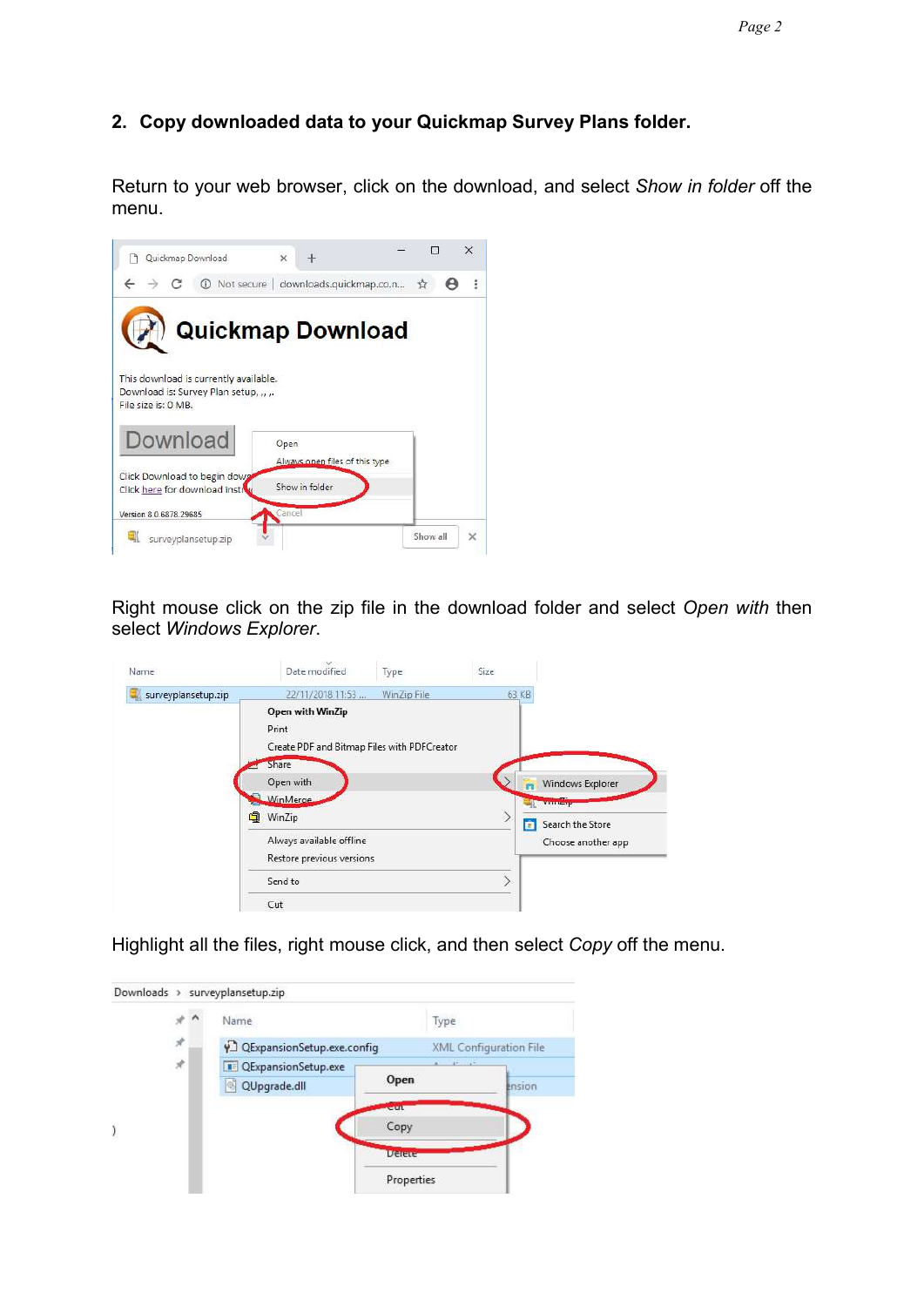## 2. Copy downloaded data to your Quickmap Survey Plans folder.

Return to your web browser, click on the download, and select *Show in folder* off the menu.

Right mouse click on the zip file in the download folder and select *Open with* then select *Windows Explorer*.

Highlight all the files, right mouse click, and then select *Copy* off the menu.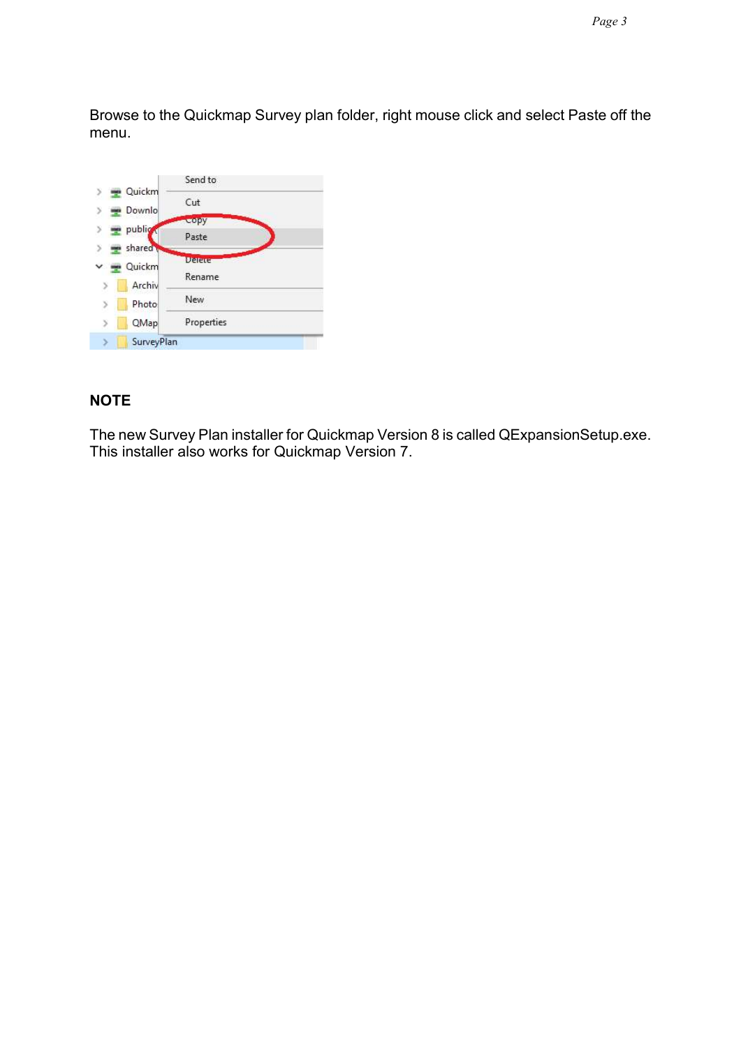Browse to the Quickmap Survey plan folder, right mouse click and select Paste off the menu.

## NOTE

The new Survey Plan installer for Quickmap Version 8 is called QExpansionSetup.exe. This installer also works for Quickmap Version 7.